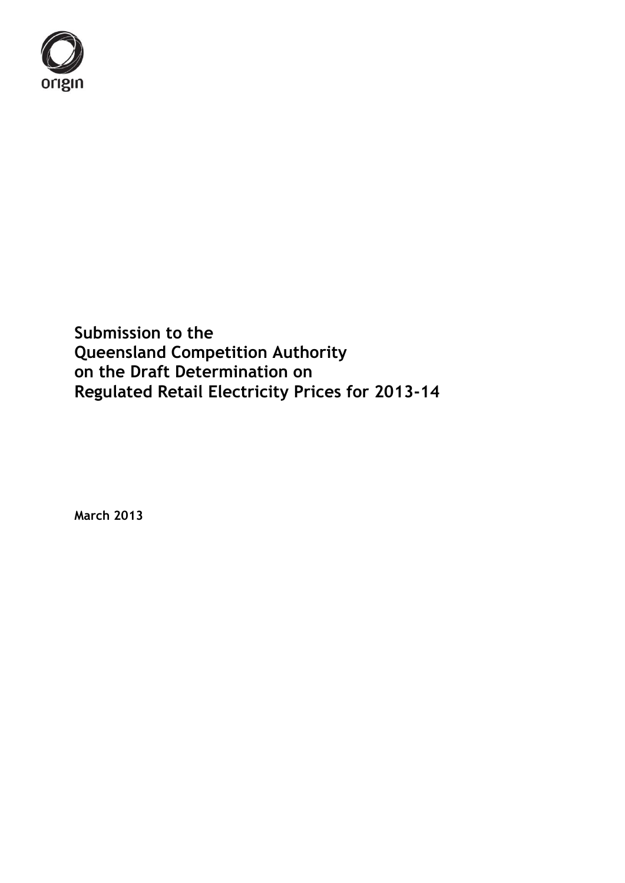origin

**Submission to the**
**Queensland Competition Authority**
**on the Draft Determination on**
**Regulated Retail Electricity Prices for 2013-14**

**March 2013**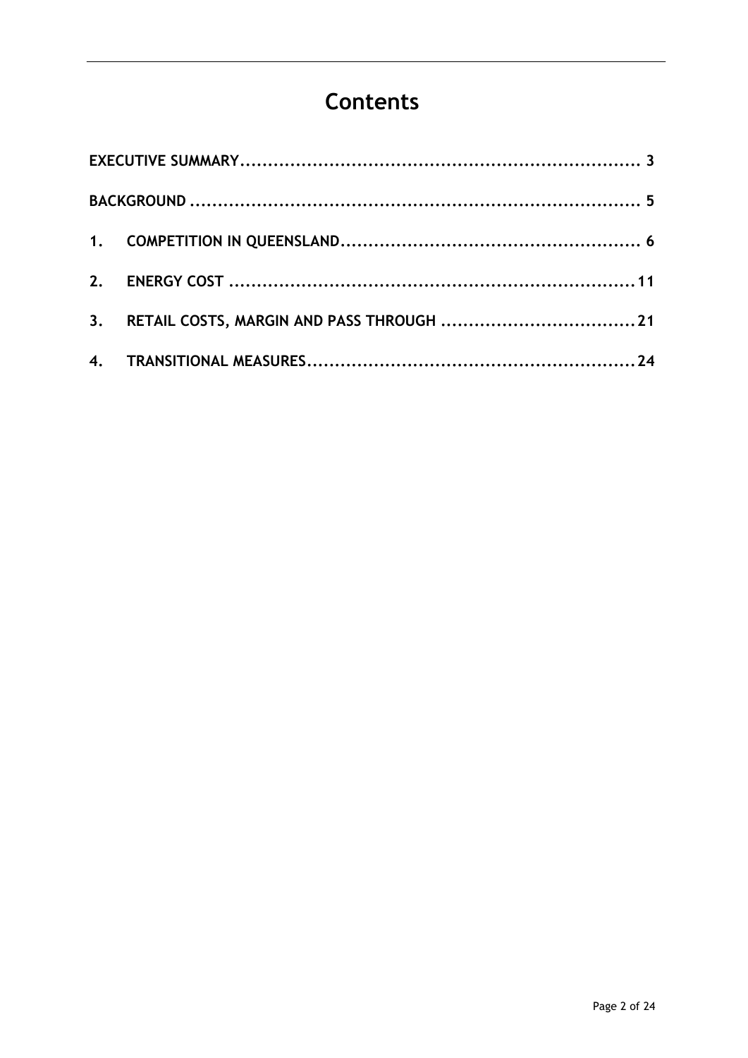# Contents

EXECUTIVE SUMMARY .......................................................................... 3

BACKGROUND .................................................................................. 5

1. COMPETITION IN QUEENSLAND ...................................................... 6

2. ENERGY COST ........................................................................... 11

3. RETAIL COSTS, MARGIN AND PASS THROUGH .................................... 21

4. TRANSITIONAL MEASURES ............................................................ 24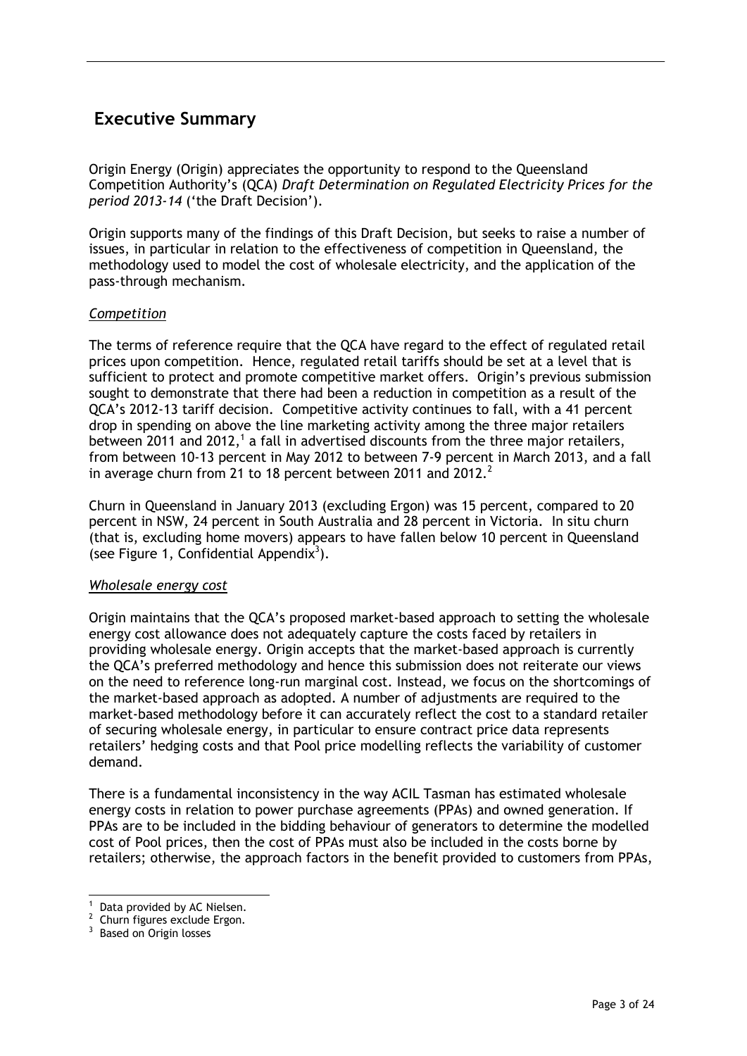## Executive Summary

Origin Energy (Origin) appreciates the opportunity to respond to the Queensland Competition Authority's (QCA) *Draft Determination on Regulated Electricity Prices for the period 2013-14* ('the Draft Decision').

Origin supports many of the findings of this Draft Decision, but seeks to raise a number of issues, in particular in relation to the effectiveness of competition in Queensland, the methodology used to model the cost of wholesale electricity, and the application of the pass-through mechanism.

### *Competition*

The terms of reference require that the QCA have regard to the effect of regulated retail prices upon competition. Hence, regulated retail tariffs should be set at a level that is sufficient to protect and promote competitive market offers. Origin's previous submission sought to demonstrate that there had been a reduction in competition as a result of the QCA's 2012-13 tariff decision. Competitive activity continues to fall, with a 41 percent drop in spending on above the line marketing activity among the three major retailers between 2011 and 2012,[1] a fall in advertised discounts from the three major retailers, from between 10-13 percent in May 2012 to between 7-9 percent in March 2013, and a fall in average churn from 21 to 18 percent between 2011 and 2012.[2]

Churn in Queensland in January 2013 (excluding Ergon) was 15 percent, compared to 20 percent in NSW, 24 percent in South Australia and 28 percent in Victoria. In situ churn (that is, excluding home movers) appears to have fallen below 10 percent in Queensland (see Figure 1, Confidential Appendix[3]).

### *Wholesale energy cost*

Origin maintains that the QCA's proposed market-based approach to setting the wholesale energy cost allowance does not adequately capture the costs faced by retailers in providing wholesale energy. Origin accepts that the market-based approach is currently the QCA's preferred methodology and hence this submission does not reiterate our views on the need to reference long-run marginal cost. Instead, we focus on the shortcomings of the market-based approach as adopted. A number of adjustments are required to the market-based methodology before it can accurately reflect the cost to a standard retailer of securing wholesale energy, in particular to ensure contract price data represents retailers' hedging costs and that Pool price modelling reflects the variability of customer demand.

There is a fundamental inconsistency in the way ACIL Tasman has estimated wholesale energy costs in relation to power purchase agreements (PPAs) and owned generation. If PPAs are to be included in the bidding behaviour of generators to determine the modelled cost of Pool prices, then the cost of PPAs must also be included in the costs borne by retailers; otherwise, the approach factors in the benefit provided to customers from PPAs,

[1] Data provided by AC Nielsen.

[2] Churn figures exclude Ergon.

[3] Based on Origin losses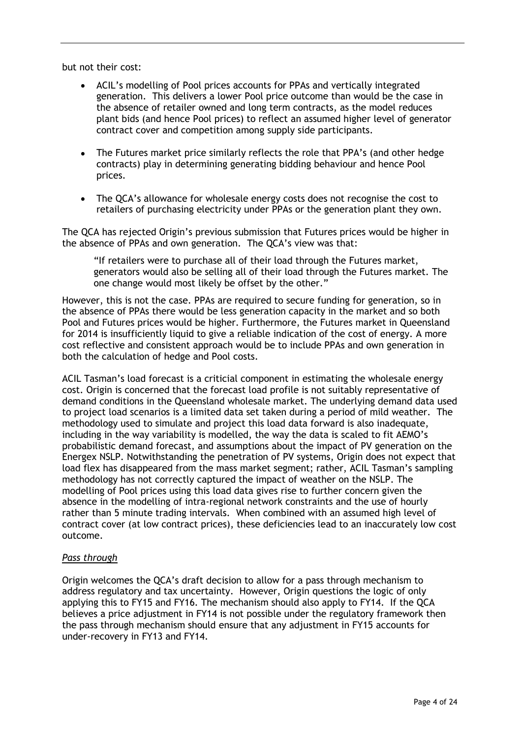but not their cost:

- ACIL's modelling of Pool prices accounts for PPAs and vertically integrated generation. This delivers a lower Pool price outcome than would be the case in the absence of retailer owned and long term contracts, as the model reduces plant bids (and hence Pool prices) to reflect an assumed higher level of generator contract cover and competition among supply side participants.

- The Futures market price similarly reflects the role that PPA's (and other hedge contracts) play in determining generating bidding behaviour and hence Pool prices.

- The QCA's allowance for wholesale energy costs does not recognise the cost to retailers of purchasing electricity under PPAs or the generation plant they own.

The QCA has rejected Origin's previous submission that Futures prices would be higher in the absence of PPAs and own generation. The QCA's view was that:

> "If retailers were to purchase all of their load through the Futures market, generators would also be selling all of their load through the Futures market. The one change would most likely be offset by the other."

However, this is not the case. PPAs are required to secure funding for generation, so in the absence of PPAs there would be less generation capacity in the market and so both Pool and Futures prices would be higher. Furthermore, the Futures market in Queensland for 2014 is insufficiently liquid to give a reliable indication of the cost of energy. A more cost reflective and consistent approach would be to include PPAs and own generation in both the calculation of hedge and Pool costs.

ACIL Tasman's load forecast is a criticial component in estimating the wholesale energy cost. Origin is concerned that the forecast load profile is not suitably representative of demand conditions in the Queensland wholesale market. The underlying demand data used to project load scenarios is a limited data set taken during a period of mild weather. The methodology used to simulate and project this load data forward is also inadequate, including in the way variability is modelled, the way the data is scaled to fit AEMO's probabilistic demand forecast, and assumptions about the impact of PV generation on the Energex NSLP. Notwithstanding the penetration of PV systems, Origin does not expect that load flex has disappeared from the mass market segment; rather, ACIL Tasman's sampling methodology has not correctly captured the impact of weather on the NSLP. The modelling of Pool prices using this load data gives rise to further concern given the absence in the modelling of intra-regional network constraints and the use of hourly rather than 5 minute trading intervals. When combined with an assumed high level of contract cover (at low contract prices), these deficiencies lead to an inaccurately low cost outcome.

*Pass through*

Origin welcomes the QCA's draft decision to allow for a pass through mechanism to address regulatory and tax uncertainty. However, Origin questions the logic of only applying this to FY15 and FY16. The mechanism should also apply to FY14. If the QCA believes a price adjustment in FY14 is not possible under the regulatory framework then the pass through mechanism should ensure that any adjustment in FY15 accounts for under-recovery in FY13 and FY14.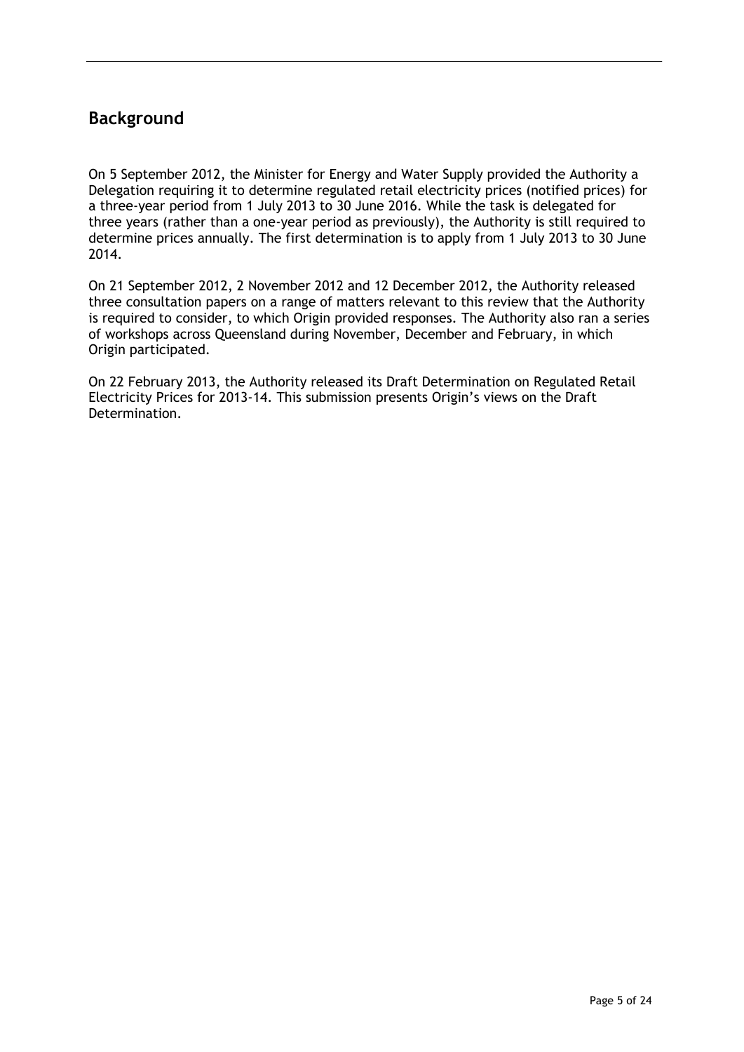## Background

On 5 September 2012, the Minister for Energy and Water Supply provided the Authority a Delegation requiring it to determine regulated retail electricity prices (notified prices) for a three-year period from 1 July 2013 to 30 June 2016. While the task is delegated for three years (rather than a one-year period as previously), the Authority is still required to determine prices annually. The first determination is to apply from 1 July 2013 to 30 June 2014.

On 21 September 2012, 2 November 2012 and 12 December 2012, the Authority released three consultation papers on a range of matters relevant to this review that the Authority is required to consider, to which Origin provided responses. The Authority also ran a series of workshops across Queensland during November, December and February, in which Origin participated.

On 22 February 2013, the Authority released its Draft Determination on Regulated Retail Electricity Prices for 2013-14. This submission presents Origin's views on the Draft Determination.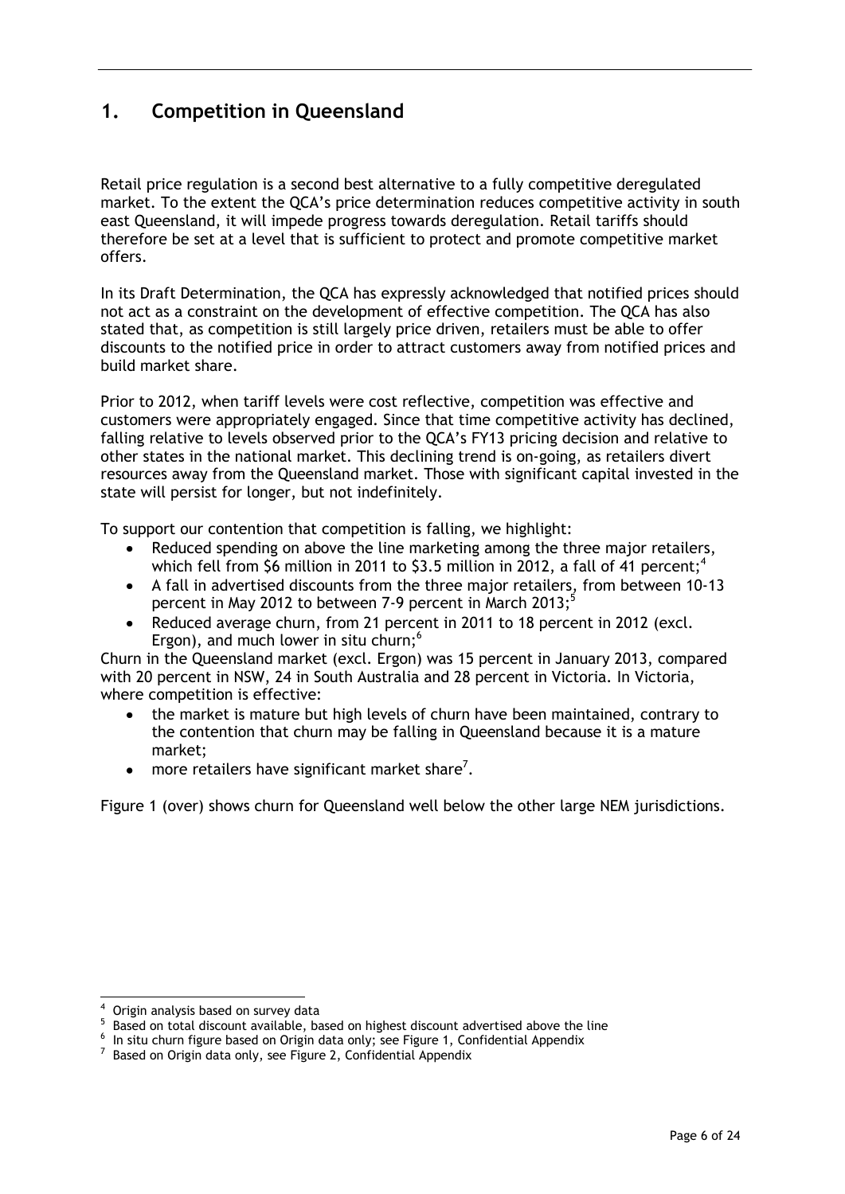## 1. Competition in Queensland

Retail price regulation is a second best alternative to a fully competitive deregulated market. To the extent the QCA's price determination reduces competitive activity in south east Queensland, it will impede progress towards deregulation. Retail tariffs should therefore be set at a level that is sufficient to protect and promote competitive market offers.

In its Draft Determination, the QCA has expressly acknowledged that notified prices should not act as a constraint on the development of effective competition. The QCA has also stated that, as competition is still largely price driven, retailers must be able to offer discounts to the notified price in order to attract customers away from notified prices and build market share.

Prior to 2012, when tariff levels were cost reflective, competition was effective and customers were appropriately engaged. Since that time competitive activity has declined, falling relative to levels observed prior to the QCA's FY13 pricing decision and relative to other states in the national market. This declining trend is on-going, as retailers divert resources away from the Queensland market. Those with significant capital invested in the state will persist for longer, but not indefinitely.

To support our contention that competition is falling, we highlight:

- Reduced spending on above the line marketing among the three major retailers, which fell from $6 million in 2011 to $3.5 million in 2012, a fall of 41 percent;[4]
- A fall in advertised discounts from the three major retailers, from between 10-13 percent in May 2012 to between 7-9 percent in March 2013;[5]
- Reduced average churn, from 21 percent in 2011 to 18 percent in 2012 (excl. Ergon), and much lower in situ churn;[6]

Churn in the Queensland market (excl. Ergon) was 15 percent in January 2013, compared with 20 percent in NSW, 24 in South Australia and 28 percent in Victoria. In Victoria, where competition is effective:

- the market is mature but high levels of churn have been maintained, contrary to the contention that churn may be falling in Queensland because it is a mature market;
- more retailers have significant market share[7].

Figure 1 (over) shows churn for Queensland well below the other large NEM jurisdictions.

---

[4] Origin analysis based on survey data

[5] Based on total discount available, based on highest discount advertised above the line

[6] In situ churn figure based on Origin data only; see Figure 1, Confidential Appendix

[7] Based on Origin data only, see Figure 2, Confidential Appendix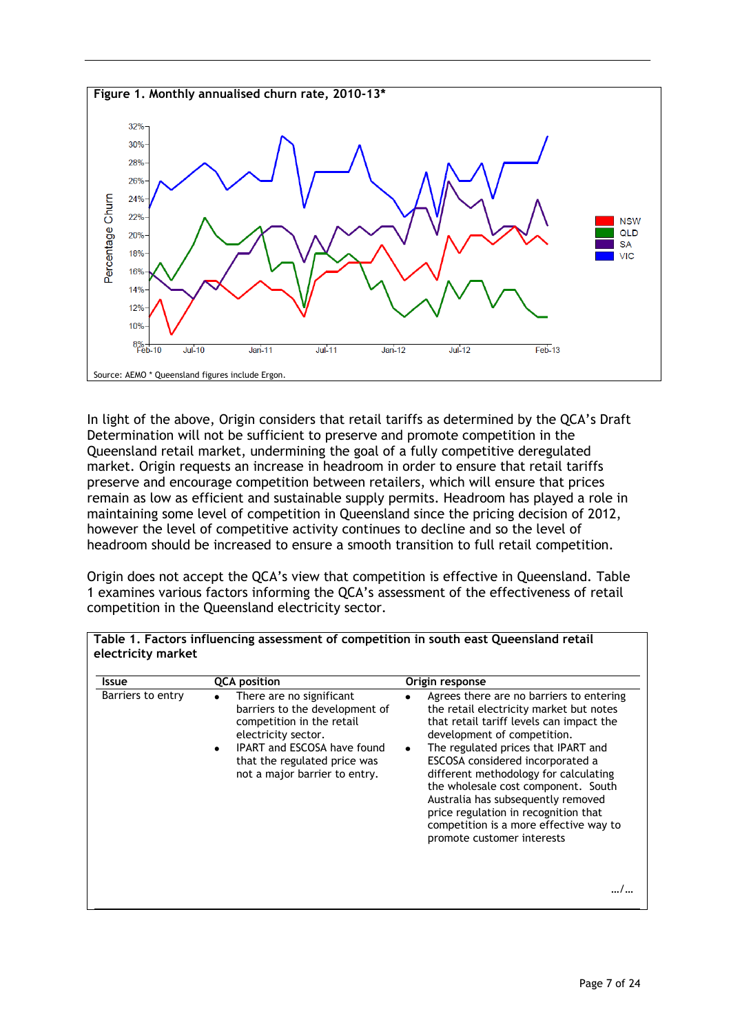**Figure 1. Monthly annualised churn rate, 2010-13***

Source: AEMO * Queensland figures include Ergon.

In light of the above, Origin considers that retail tariffs as determined by the QCA's Draft Determination will not be sufficient to preserve and promote competition in the Queensland retail market, undermining the goal of a fully competitive deregulated market. Origin requests an increase in headroom in order to ensure that retail tariffs preserve and encourage competition between retailers, which will ensure that prices remain as low as efficient and sustainable supply permits. Headroom has played a role in maintaining some level of competition in Queensland since the pricing decision of 2012, however the level of competitive activity continues to decline and so the level of headroom should be increased to ensure a smooth transition to full retail competition.

Origin does not accept the QCA's view that competition is effective in Queensland. Table 1 examines various factors informing the QCA's assessment of the effectiveness of retail competition in the Queensland electricity sector.

**Table 1. Factors influencing assessment of competition in south east Queensland retail electricity market**

| Issue | QCA position | Origin response |
|---|---|---|
| Barriers to entry | • There are no significant barriers to the development of competition in the retail electricity sector.<br>• IPART and ESCOSA have found that the regulated price was not a major barrier to entry. | • Agrees there are no barriers to entering the retail electricity market but notes that retail tariff levels can impact the development of competition.<br>• The regulated prices that IPART and ESCOSA considered incorporated a different methodology for calculating the wholesale cost component. South Australia has subsequently removed price regulation in recognition that competition is a more effective way to promote customer interests |

…/…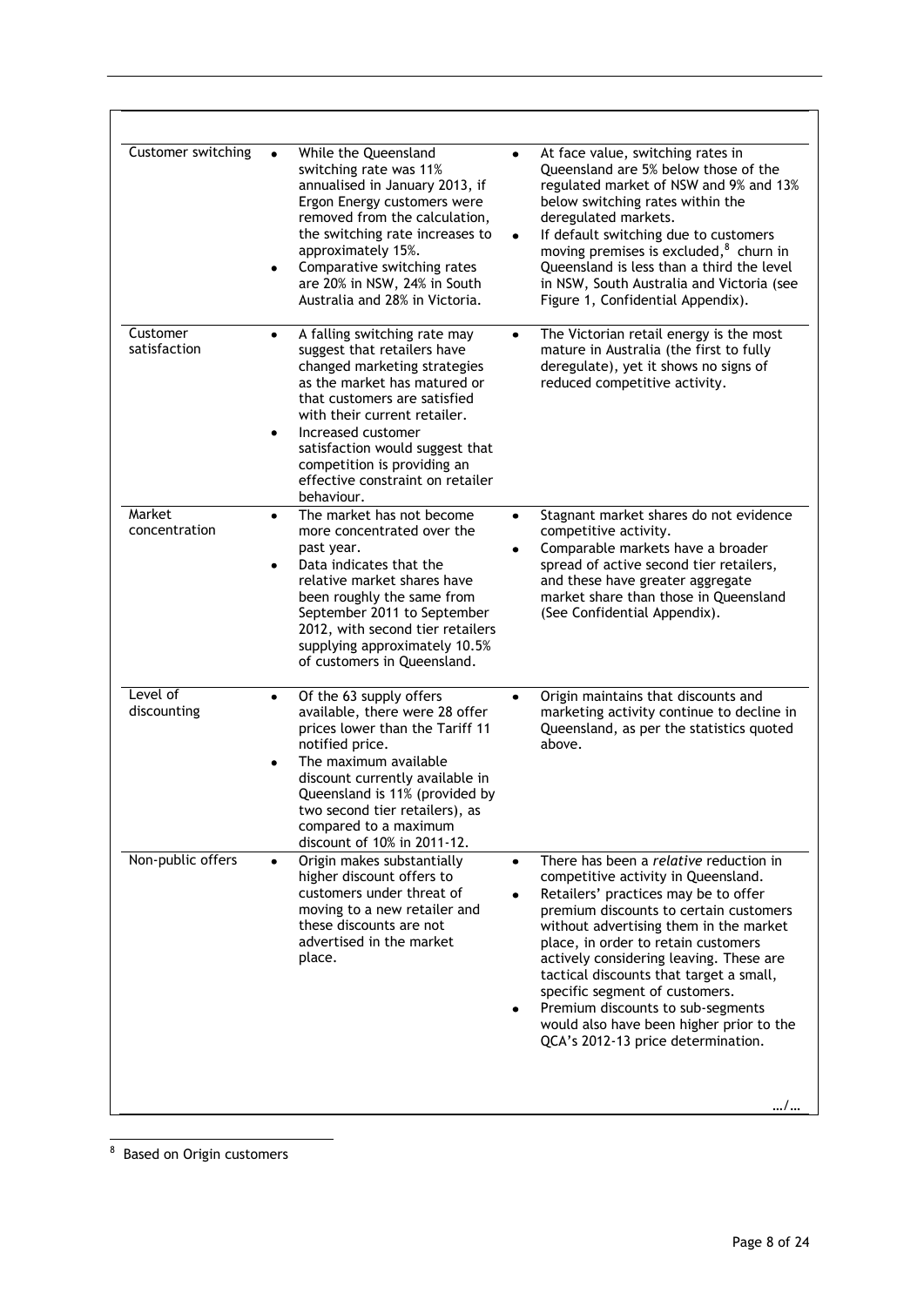| | | |
|---|---|---|
| Customer switching | • While the Queensland switching rate was 11% annualised in January 2013, if Ergon Energy customers were removed from the calculation, the switching rate increases to approximately 15%.<br>• Comparative switching rates are 20% in NSW, 24% in South Australia and 28% in Victoria. | • At face value, switching rates in Queensland are 5% below those of the regulated market of NSW and 9% and 13% below switching rates within the deregulated markets.<br>• If default switching due to customers moving premises is excluded,[8] churn in Queensland is less than a third the level in NSW, South Australia and Victoria (see Figure 1, Confidential Appendix). |
| Customer satisfaction | • A falling switching rate may suggest that retailers have changed marketing strategies as the market has matured or that customers are satisfied with their current retailer.<br>• Increased customer satisfaction would suggest that competition is providing an effective constraint on retailer behaviour. | • The Victorian retail energy is the most mature in Australia (the first to fully deregulate), yet it shows no signs of reduced competitive activity. |
| Market concentration | • The market has not become more concentrated over the past year.<br>• Data indicates that the relative market shares have been roughly the same from September 2011 to September 2012, with second tier retailers supplying approximately 10.5% of customers in Queensland. | • Stagnant market shares do not evidence competitive activity.<br>• Comparable markets have a broader spread of active second tier retailers, and these have greater aggregate market share than those in Queensland (See Confidential Appendix). |
| Level of discounting | • Of the 63 supply offers available, there were 28 offer prices lower than the Tariff 11 notified price.<br>• The maximum available discount currently available in Queensland is 11% (provided by two second tier retailers), as compared to a maximum discount of 10% in 2011-12. | • Origin maintains that discounts and marketing activity continue to decline in Queensland, as per the statistics quoted above. |
| Non-public offers | • Origin makes substantially higher discount offers to customers under threat of moving to a new retailer and these discounts are not advertised in the market place. | • There has been a *relative* reduction in competitive activity in Queensland.<br>• Retailers' practices may be to offer premium discounts to certain customers without advertising them in the market place, in order to retain customers actively considering leaving. These are tactical discounts that target a small, specific segment of customers.<br>• Premium discounts to sub-segments would also have been higher prior to the QCA's 2012-13 price determination. |

.../...

[8] Based on Origin customers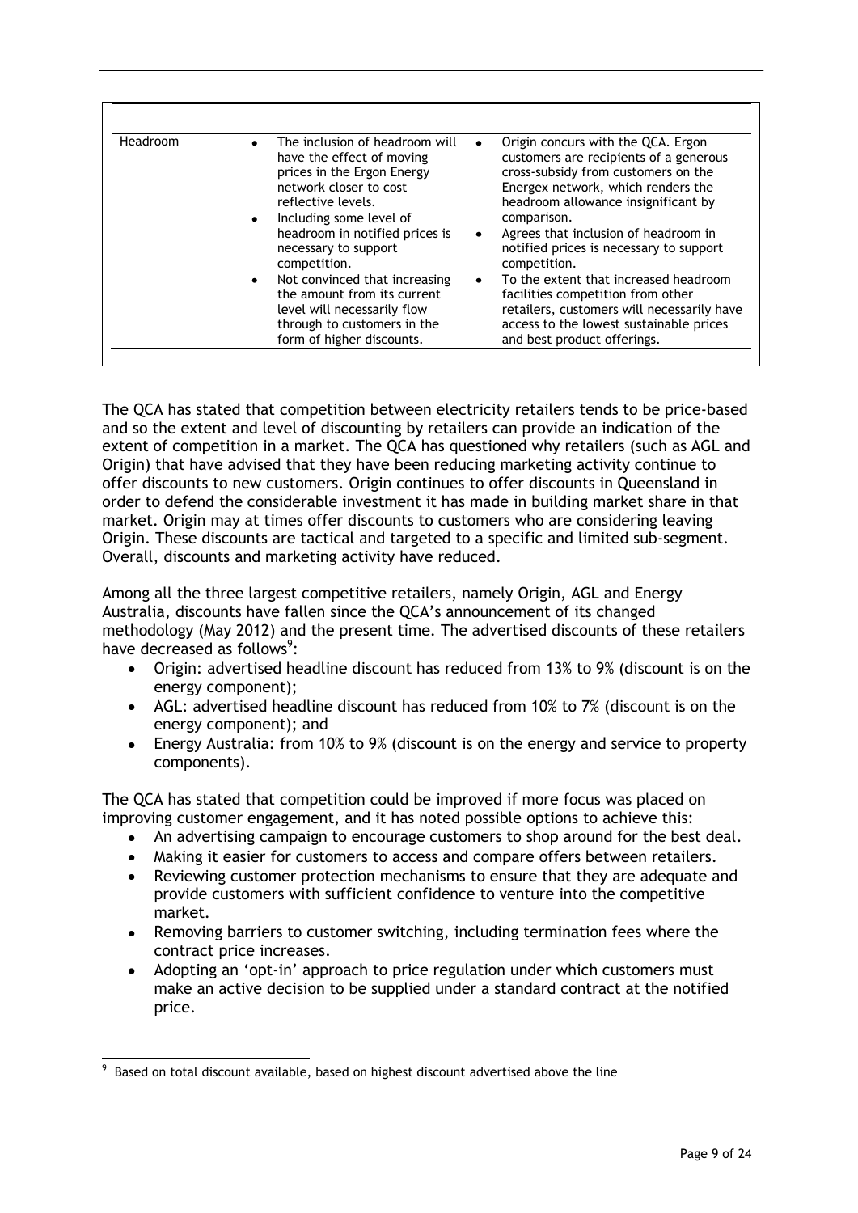| | | |
|---|---|---|
| Headroom | • The inclusion of headroom will have the effect of moving prices in the Ergon Energy network closer to cost reflective levels.<br>• Including some level of headroom in notified prices is necessary to support competition.<br>• Not convinced that increasing the amount from its current level will necessarily flow through to customers in the form of higher discounts. | • Origin concurs with the QCA. Ergon customers are recipients of a generous cross-subsidy from customers on the Energex network, which renders the headroom allowance insignificant by comparison.<br>• Agrees that inclusion of headroom in notified prices is necessary to support competition.<br>• To the extent that increased headroom facilities competition from other retailers, customers will necessarily have access to the lowest sustainable prices and best product offerings. |

The QCA has stated that competition between electricity retailers tends to be price-based and so the extent and level of discounting by retailers can provide an indication of the extent of competition in a market. The QCA has questioned why retailers (such as AGL and Origin) that have advised that they have been reducing marketing activity continue to offer discounts to new customers. Origin continues to offer discounts in Queensland in order to defend the considerable investment it has made in building market share in that market. Origin may at times offer discounts to customers who are considering leaving Origin. These discounts are tactical and targeted to a specific and limited sub-segment. Overall, discounts and marketing activity have reduced.

Among all the three largest competitive retailers, namely Origin, AGL and Energy Australia, discounts have fallen since the QCA's announcement of its changed methodology (May 2012) and the present time. The advertised discounts of these retailers have decreased as follows[9]:

- Origin: advertised headline discount has reduced from 13% to 9% (discount is on the energy component);
- AGL: advertised headline discount has reduced from 10% to 7% (discount is on the energy component); and
- Energy Australia: from 10% to 9% (discount is on the energy and service to property components).

The QCA has stated that competition could be improved if more focus was placed on improving customer engagement, and it has noted possible options to achieve this:

- An advertising campaign to encourage customers to shop around for the best deal.
- Making it easier for customers to access and compare offers between retailers.
- Reviewing customer protection mechanisms to ensure that they are adequate and provide customers with sufficient confidence to venture into the competitive market.
- Removing barriers to customer switching, including termination fees where the contract price increases.
- Adopting an 'opt-in' approach to price regulation under which customers must make an active decision to be supplied under a standard contract at the notified price.

[9] Based on total discount available, based on highest discount advertised above the line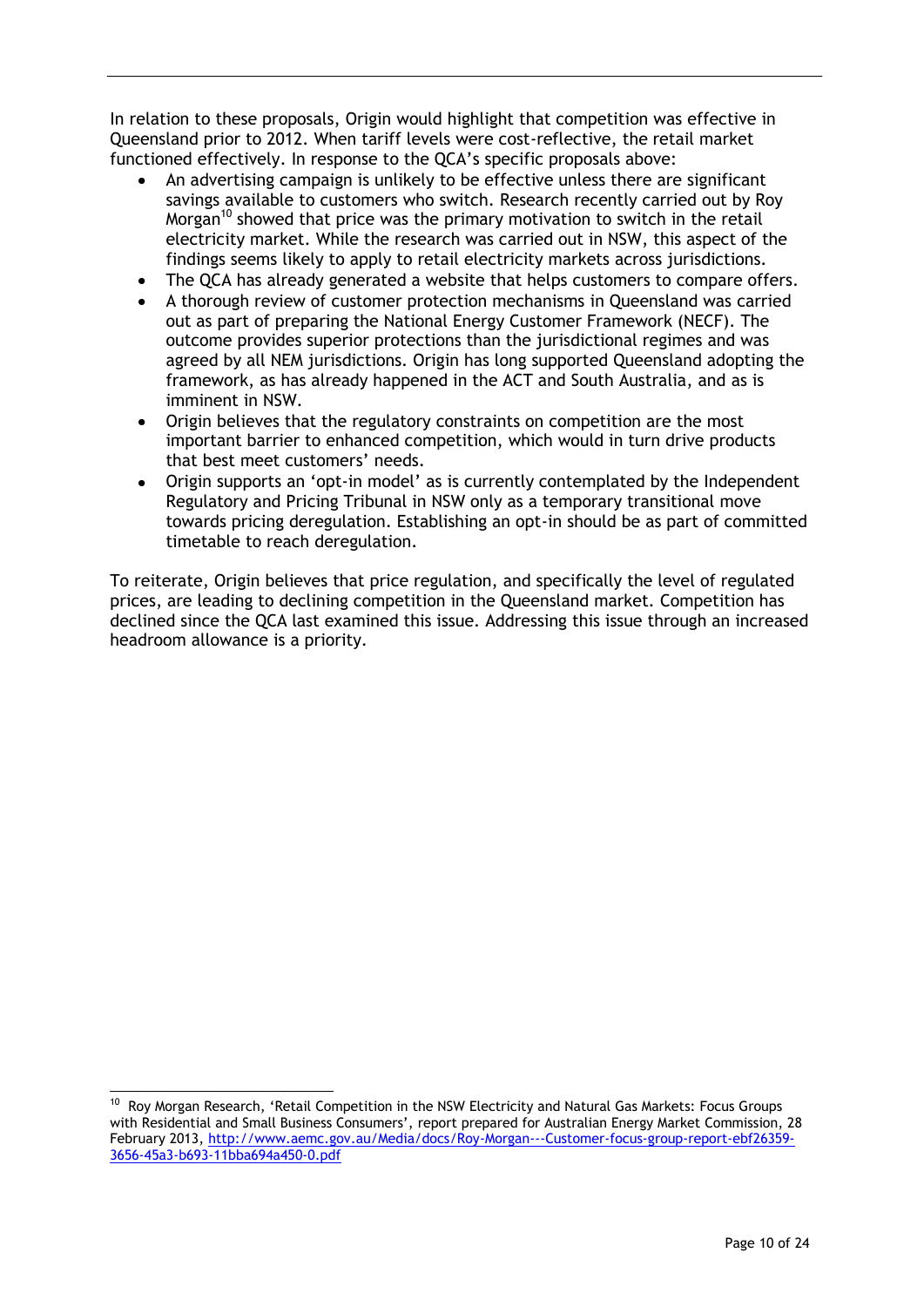In relation to these proposals, Origin would highlight that competition was effective in Queensland prior to 2012. When tariff levels were cost-reflective, the retail market functioned effectively. In response to the QCA's specific proposals above:

- An advertising campaign is unlikely to be effective unless there are significant savings available to customers who switch. Research recently carried out by Roy Morgan[10] showed that price was the primary motivation to switch in the retail electricity market. While the research was carried out in NSW, this aspect of the findings seems likely to apply to retail electricity markets across jurisdictions.
- The QCA has already generated a website that helps customers to compare offers.
- A thorough review of customer protection mechanisms in Queensland was carried out as part of preparing the National Energy Customer Framework (NECF). The outcome provides superior protections than the jurisdictional regimes and was agreed by all NEM jurisdictions. Origin has long supported Queensland adopting the framework, as has already happened in the ACT and South Australia, and as is imminent in NSW.
- Origin believes that the regulatory constraints on competition are the most important barrier to enhanced competition, which would in turn drive products that best meet customers' needs.
- Origin supports an 'opt-in model' as is currently contemplated by the Independent Regulatory and Pricing Tribunal in NSW only as a temporary transitional move towards pricing deregulation. Establishing an opt-in should be as part of committed timetable to reach deregulation.

To reiterate, Origin believes that price regulation, and specifically the level of regulated prices, are leading to declining competition in the Queensland market. Competition has declined since the QCA last examined this issue. Addressing this issue through an increased headroom allowance is a priority.

---

[10] Roy Morgan Research, 'Retail Competition in the NSW Electricity and Natural Gas Markets: Focus Groups with Residential and Small Business Consumers', report prepared for Australian Energy Market Commission, 28 February 2013, http://www.aemc.gov.au/Media/docs/Roy-Morgan---Customer-focus-group-report-ebf26359-3656-45a3-b693-11bba694a450-0.pdf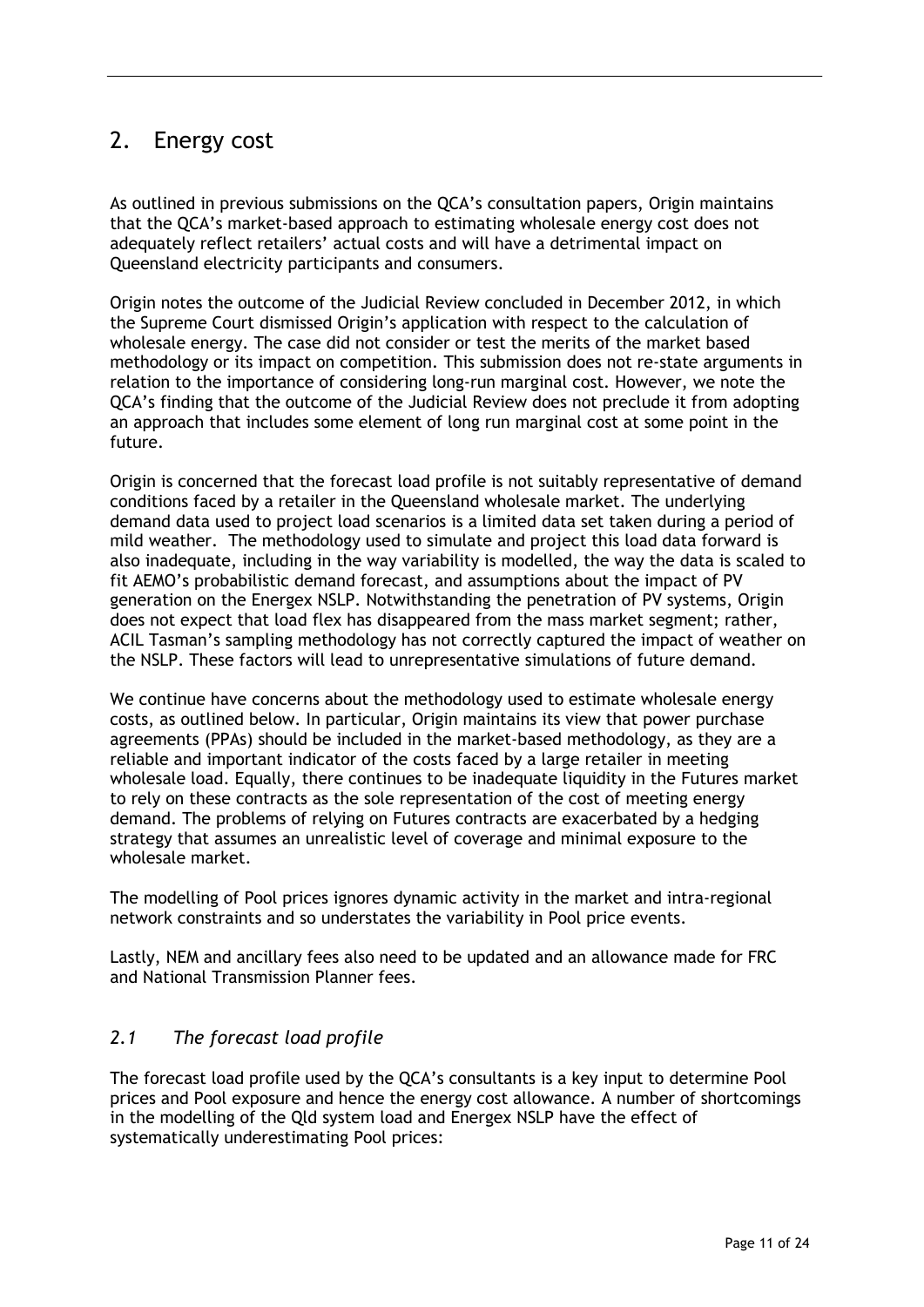## 2. Energy cost

As outlined in previous submissions on the QCA's consultation papers, Origin maintains that the QCA's market-based approach to estimating wholesale energy cost does not adequately reflect retailers' actual costs and will have a detrimental impact on Queensland electricity participants and consumers.

Origin notes the outcome of the Judicial Review concluded in December 2012, in which the Supreme Court dismissed Origin's application with respect to the calculation of wholesale energy. The case did not consider or test the merits of the market based methodology or its impact on competition. This submission does not re-state arguments in relation to the importance of considering long-run marginal cost. However, we note the QCA's finding that the outcome of the Judicial Review does not preclude it from adopting an approach that includes some element of long run marginal cost at some point in the future.

Origin is concerned that the forecast load profile is not suitably representative of demand conditions faced by a retailer in the Queensland wholesale market. The underlying demand data used to project load scenarios is a limited data set taken during a period of mild weather. The methodology used to simulate and project this load data forward is also inadequate, including in the way variability is modelled, the way the data is scaled to fit AEMO's probabilistic demand forecast, and assumptions about the impact of PV generation on the Energex NSLP. Notwithstanding the penetration of PV systems, Origin does not expect that load flex has disappeared from the mass market segment; rather, ACIL Tasman's sampling methodology has not correctly captured the impact of weather on the NSLP. These factors will lead to unrepresentative simulations of future demand.

We continue have concerns about the methodology used to estimate wholesale energy costs, as outlined below. In particular, Origin maintains its view that power purchase agreements (PPAs) should be included in the market-based methodology, as they are a reliable and important indicator of the costs faced by a large retailer in meeting wholesale load. Equally, there continues to be inadequate liquidity in the Futures market to rely on these contracts as the sole representation of the cost of meeting energy demand. The problems of relying on Futures contracts are exacerbated by a hedging strategy that assumes an unrealistic level of coverage and minimal exposure to the wholesale market.

The modelling of Pool prices ignores dynamic activity in the market and intra-regional network constraints and so understates the variability in Pool price events.

Lastly, NEM and ancillary fees also need to be updated and an allowance made for FRC and National Transmission Planner fees.

### *2.1 The forecast load profile*

The forecast load profile used by the QCA's consultants is a key input to determine Pool prices and Pool exposure and hence the energy cost allowance. A number of shortcomings in the modelling of the Qld system load and Energex NSLP have the effect of systematically underestimating Pool prices: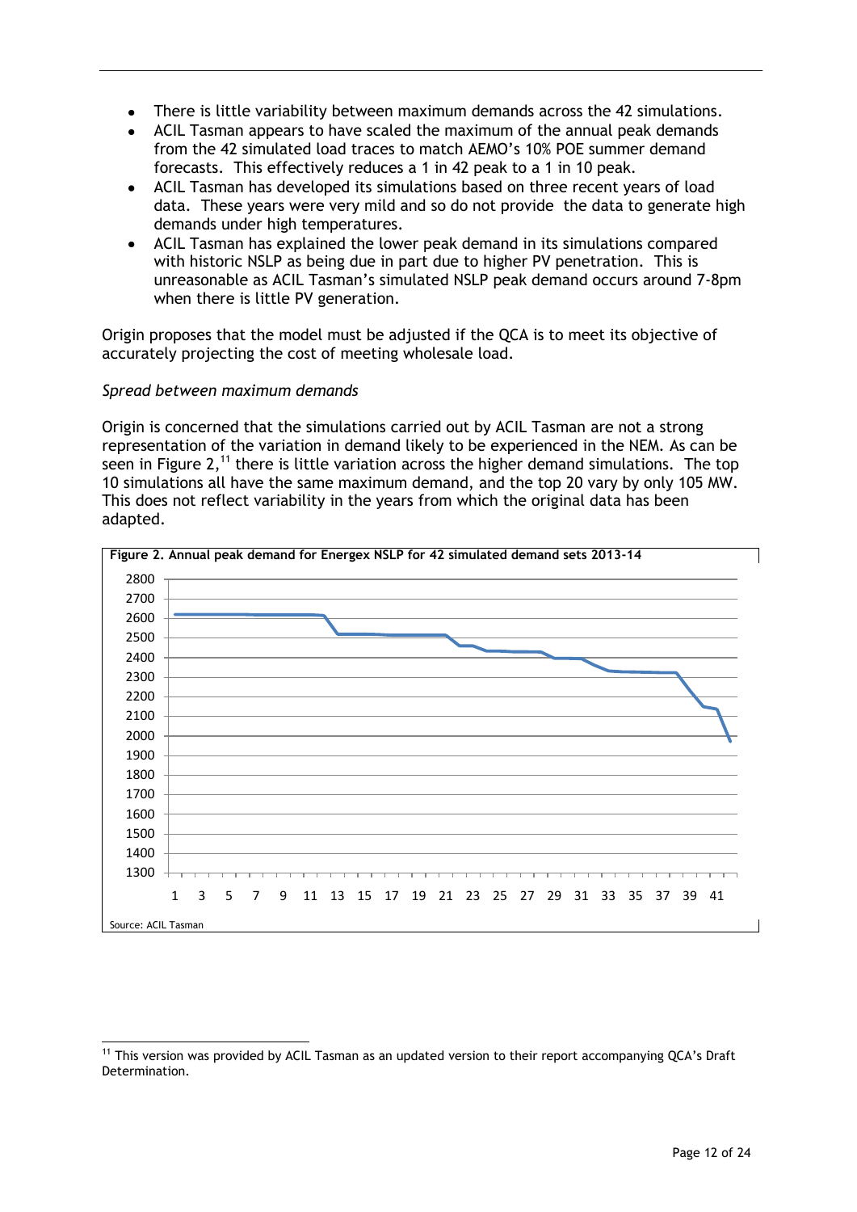- There is little variability between maximum demands across the 42 simulations.
- ACIL Tasman appears to have scaled the maximum of the annual peak demands from the 42 simulated load traces to match AEMO's 10% POE summer demand forecasts. This effectively reduces a 1 in 42 peak to a 1 in 10 peak.
- ACIL Tasman has developed its simulations based on three recent years of load data. These years were very mild and so do not provide the data to generate high demands under high temperatures.
- ACIL Tasman has explained the lower peak demand in its simulations compared with historic NSLP as being due in part due to higher PV penetration. This is unreasonable as ACIL Tasman's simulated NSLP peak demand occurs around 7-8pm when there is little PV generation.

Origin proposes that the model must be adjusted if the QCA is to meet its objective of accurately projecting the cost of meeting wholesale load.

*Spread between maximum demands*

Origin is concerned that the simulations carried out by ACIL Tasman are not a strong representation of the variation in demand likely to be experienced in the NEM. As can be seen in Figure 2,[11] there is little variation across the higher demand simulations. The top 10 simulations all have the same maximum demand, and the top 20 vary by only 105 MW. This does not reflect variability in the years from which the original data has been adapted.

**Figure 2. Annual peak demand for Energex NSLP for 42 simulated demand sets 2013-14**

Source: ACIL Tasman

---

[11] This version was provided by ACIL Tasman as an updated version to their report accompanying QCA's Draft Determination.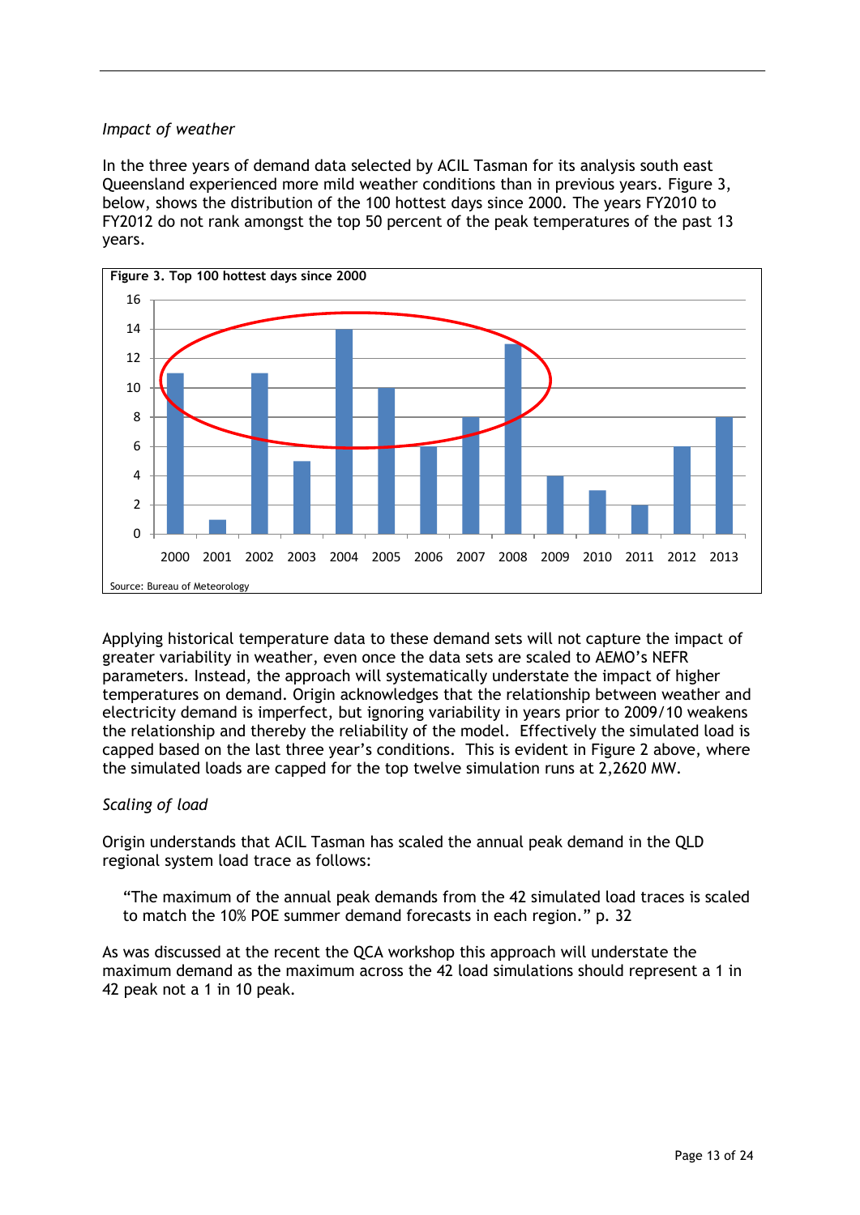*Impact of weather*

In the three years of demand data selected by ACIL Tasman for its analysis south east Queensland experienced more mild weather conditions than in previous years. Figure 3, below, shows the distribution of the 100 hottest days since 2000. The years FY2010 to FY2012 do not rank amongst the top 50 percent of the peak temperatures of the past 13 years.

**Figure 3. Top 100 hottest days since 2000**

| Year | Number of days |
|---|---|
| 2000 | 11 |
| 2001 | 1 |
| 2002 | 11 |
| 2003 | 5 |
| 2004 | 14 |
| 2005 | 10 |
| 2006 | 6 |
| 2007 | 8 |
| 2008 | 13 |
| 2009 | 4 |
| 2010 | 3 |
| 2011 | 2 |
| 2012 | 6 |
| 2013 | 8 |

Source: Bureau of Meteorology

Applying historical temperature data to these demand sets will not capture the impact of greater variability in weather, even once the data sets are scaled to AEMO's NEFR parameters. Instead, the approach will systematically understate the impact of higher temperatures on demand. Origin acknowledges that the relationship between weather and electricity demand is imperfect, but ignoring variability in years prior to 2009/10 weakens the relationship and thereby the reliability of the model. Effectively the simulated load is capped based on the last three year's conditions. This is evident in Figure 2 above, where the simulated loads are capped for the top twelve simulation runs at 2,2620 MW.

*Scaling of load*

Origin understands that ACIL Tasman has scaled the annual peak demand in the QLD regional system load trace as follows:

> "The maximum of the annual peak demands from the 42 simulated load traces is scaled to match the 10% POE summer demand forecasts in each region." p. 32

As was discussed at the recent the QCA workshop this approach will understate the maximum demand as the maximum across the 42 load simulations should represent a 1 in 42 peak not a 1 in 10 peak.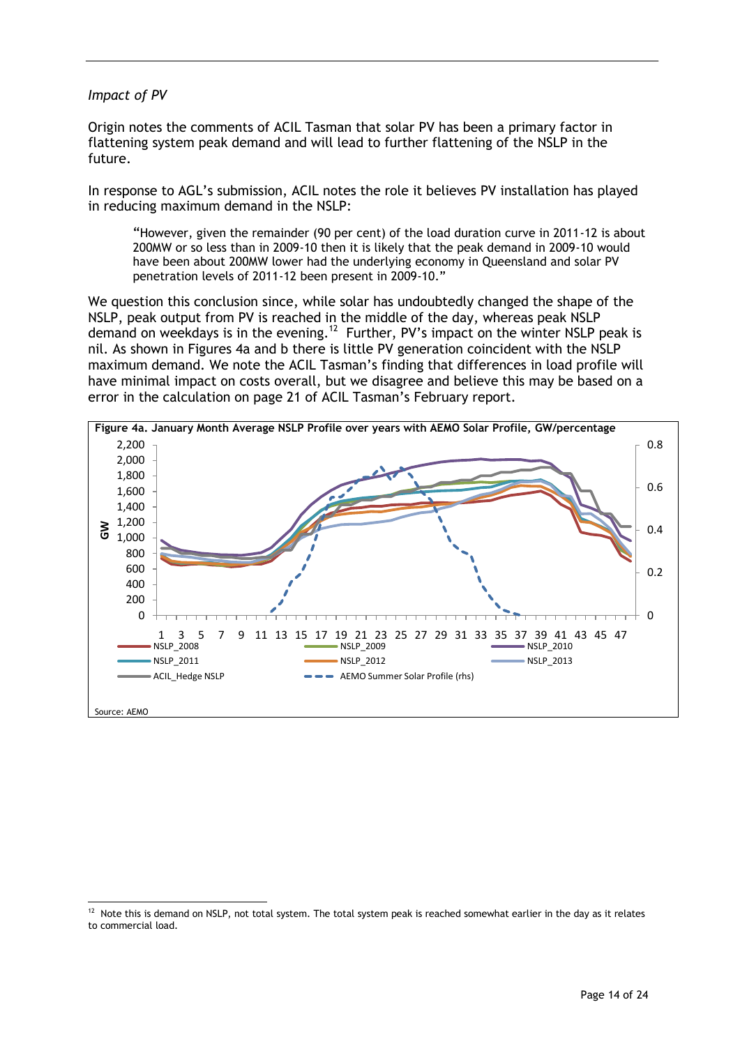*Impact of PV*

Origin notes the comments of ACIL Tasman that solar PV has been a primary factor in flattening system peak demand and will lead to further flattening of the NSLP in the future.

In response to AGL's submission, ACIL notes the role it believes PV installation has played in reducing maximum demand in the NSLP:

> "However, given the remainder (90 per cent) of the load duration curve in 2011-12 is about 200MW or so less than in 2009-10 then it is likely that the peak demand in 2009-10 would have been about 200MW lower had the underlying economy in Queensland and solar PV penetration levels of 2011-12 been present in 2009-10."

We question this conclusion since, while solar has undoubtedly changed the shape of the NSLP, peak output from PV is reached in the middle of the day, whereas peak NSLP demand on weekdays is in the evening.[12] Further, PV's impact on the winter NSLP peak is nil. As shown in Figures 4a and b there is little PV generation coincident with the NSLP maximum demand. We note the ACIL Tasman's finding that differences in load profile will have minimal impact on costs overall, but we disagree and believe this may be based on a error in the calculation on page 21 of ACIL Tasman's February report.

**Figure 4a. January Month Average NSLP Profile over years with AEMO Solar Profile, GW/percentage**

Source: AEMO

[12] Note this is demand on NSLP, not total system. The total system peak is reached somewhat earlier in the day as it relates to commercial load.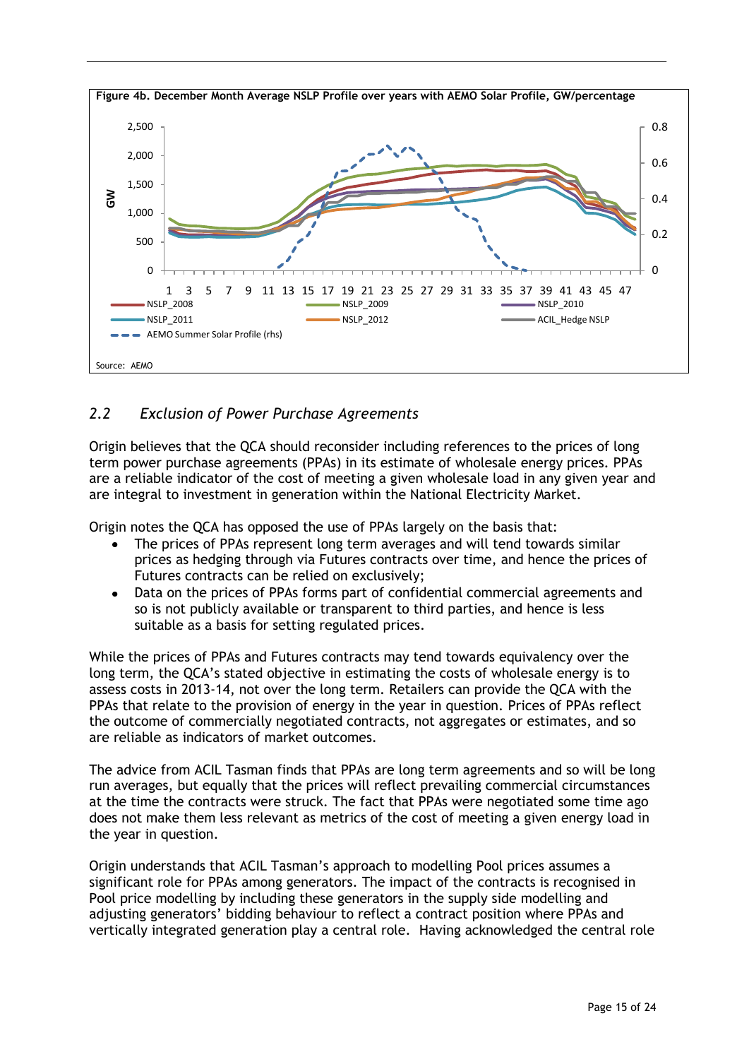**Figure 4b. December Month Average NSLP Profile over years with AEMO Solar Profile, GW/percentage**

Source: AEMO

## 2.2 *Exclusion of Power Purchase Agreements*

Origin believes that the QCA should reconsider including references to the prices of long term power purchase agreements (PPAs) in its estimate of wholesale energy prices. PPAs are a reliable indicator of the cost of meeting a given wholesale load in any given year and are integral to investment in generation within the National Electricity Market.

Origin notes the QCA has opposed the use of PPAs largely on the basis that:

- The prices of PPAs represent long term averages and will tend towards similar prices as hedging through via Futures contracts over time, and hence the prices of Futures contracts can be relied on exclusively;
- Data on the prices of PPAs forms part of confidential commercial agreements and so is not publicly available or transparent to third parties, and hence is less suitable as a basis for setting regulated prices.

While the prices of PPAs and Futures contracts may tend towards equivalency over the long term, the QCA's stated objective in estimating the costs of wholesale energy is to assess costs in 2013-14, not over the long term. Retailers can provide the QCA with the PPAs that relate to the provision of energy in the year in question. Prices of PPAs reflect the outcome of commercially negotiated contracts, not aggregates or estimates, and so are reliable as indicators of market outcomes.

The advice from ACIL Tasman finds that PPAs are long term agreements and so will be long run averages, but equally that the prices will reflect prevailing commercial circumstances at the time the contracts were struck. The fact that PPAs were negotiated some time ago does not make them less relevant as metrics of the cost of meeting a given energy load in the year in question.

Origin understands that ACIL Tasman's approach to modelling Pool prices assumes a significant role for PPAs among generators. The impact of the contracts is recognised in Pool price modelling by including these generators in the supply side modelling and adjusting generators' bidding behaviour to reflect a contract position where PPAs and vertically integrated generation play a central role. Having acknowledged the central role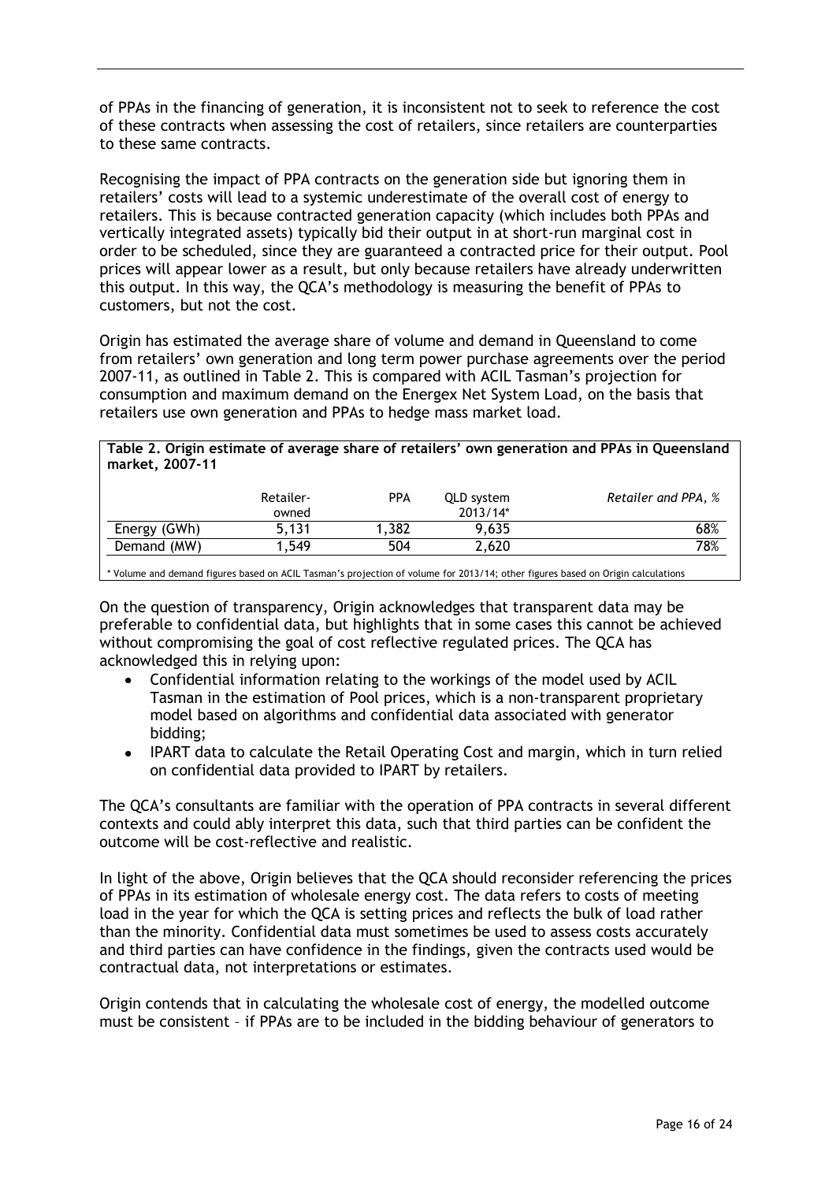of PPAs in the financing of generation, it is inconsistent not to seek to reference the cost of these contracts when assessing the cost of retailers, since retailers are counterparties to these same contracts.

Recognising the impact of PPA contracts on the generation side but ignoring them in retailers' costs will lead to a systemic underestimate of the overall cost of energy to retailers. This is because contracted generation capacity (which includes both PPAs and vertically integrated assets) typically bid their output in at short-run marginal cost in order to be scheduled, since they are guaranteed a contracted price for their output. Pool prices will appear lower as a result, but only because retailers have already underwritten this output. In this way, the QCA's methodology is measuring the benefit of PPAs to customers, but not the cost.

Origin has estimated the average share of volume and demand in Queensland to come from retailers' own generation and long term power purchase agreements over the period 2007-11, as outlined in Table 2. This is compared with ACIL Tasman's projection for consumption and maximum demand on the Energex Net System Load, on the basis that retailers use own generation and PPAs to hedge mass market load.

**Table 2. Origin estimate of average share of retailers' own generation and PPAs in Queensland market, 2007-11**

| | Retailer-owned | PPA | QLD system 2013/14* | *Retailer and PPA, %* |
|---|---|---|---|---|
| Energy (GWh) | 5,131 | 1,382 | 9,635 | 68% |
| Demand (MW) | 1,549 | 504 | 2,620 | 78% |

\* Volume and demand figures based on ACIL Tasman's projection of volume for 2013/14; other figures based on Origin calculations

On the question of transparency, Origin acknowledges that transparent data may be preferable to confidential data, but highlights that in some cases this cannot be achieved without compromising the goal of cost reflective regulated prices. The QCA has acknowledged this in relying upon:

- Confidential information relating to the workings of the model used by ACIL Tasman in the estimation of Pool prices, which is a non-transparent proprietary model based on algorithms and confidential data associated with generator bidding;
- IPART data to calculate the Retail Operating Cost and margin, which in turn relied on confidential data provided to IPART by retailers.

The QCA's consultants are familiar with the operation of PPA contracts in several different contexts and could ably interpret this data, such that third parties can be confident the outcome will be cost-reflective and realistic.

In light of the above, Origin believes that the QCA should reconsider referencing the prices of PPAs in its estimation of wholesale energy cost. The data refers to costs of meeting load in the year for which the QCA is setting prices and reflects the bulk of load rather than the minority. Confidential data must sometimes be used to assess costs accurately and third parties can have confidence in the findings, given the contracts used would be contractual data, not interpretations or estimates.

Origin contends that in calculating the wholesale cost of energy, the modelled outcome must be consistent – if PPAs are to be included in the bidding behaviour of generators to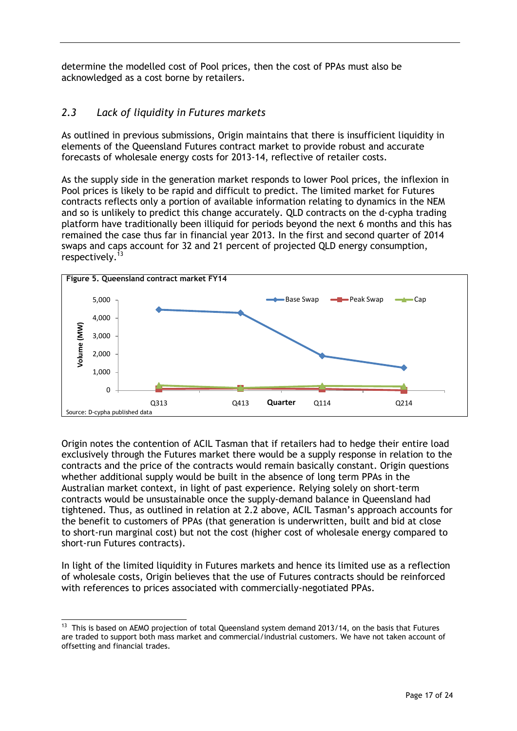determine the modelled cost of Pool prices, then the cost of PPAs must also be acknowledged as a cost borne by retailers.

## *2.3 Lack of liquidity in Futures markets*

As outlined in previous submissions, Origin maintains that there is insufficient liquidity in elements of the Queensland Futures contract market to provide robust and accurate forecasts of wholesale energy costs for 2013-14, reflective of retailer costs.

As the supply side in the generation market responds to lower Pool prices, the inflexion in Pool prices is likely to be rapid and difficult to predict. The limited market for Futures contracts reflects only a portion of available information relating to dynamics in the NEM and so is unlikely to predict this change accurately. QLD contracts on the d-cypha trading platform have traditionally been illiquid for periods beyond the next 6 months and this has remained the case thus far in financial year 2013. In the first and second quarter of 2014 swaps and caps account for 32 and 21 percent of projected QLD energy consumption, respectively.[13]

**Figure 5. Queensland contract market FY14**

Source: D-cypha published data

Origin notes the contention of ACIL Tasman that if retailers had to hedge their entire load exclusively through the Futures market there would be a supply response in relation to the contracts and the price of the contracts would remain basically constant. Origin questions whether additional supply would be built in the absence of long term PPAs in the Australian market context, in light of past experience. Relying solely on short-term contracts would be unsustainable once the supply-demand balance in Queensland had tightened. Thus, as outlined in relation at 2.2 above, ACIL Tasman's approach accounts for the benefit to customers of PPAs (that generation is underwritten, built and bid at close to short-run marginal cost) but not the cost (higher cost of wholesale energy compared to short-run Futures contracts).

In light of the limited liquidity in Futures markets and hence its limited use as a reflection of wholesale costs, Origin believes that the use of Futures contracts should be reinforced with references to prices associated with commercially-negotiated PPAs.

---

[13] This is based on AEMO projection of total Queensland system demand 2013/14, on the basis that Futures are traded to support both mass market and commercial/industrial customers. We have not taken account of offsetting and financial trades.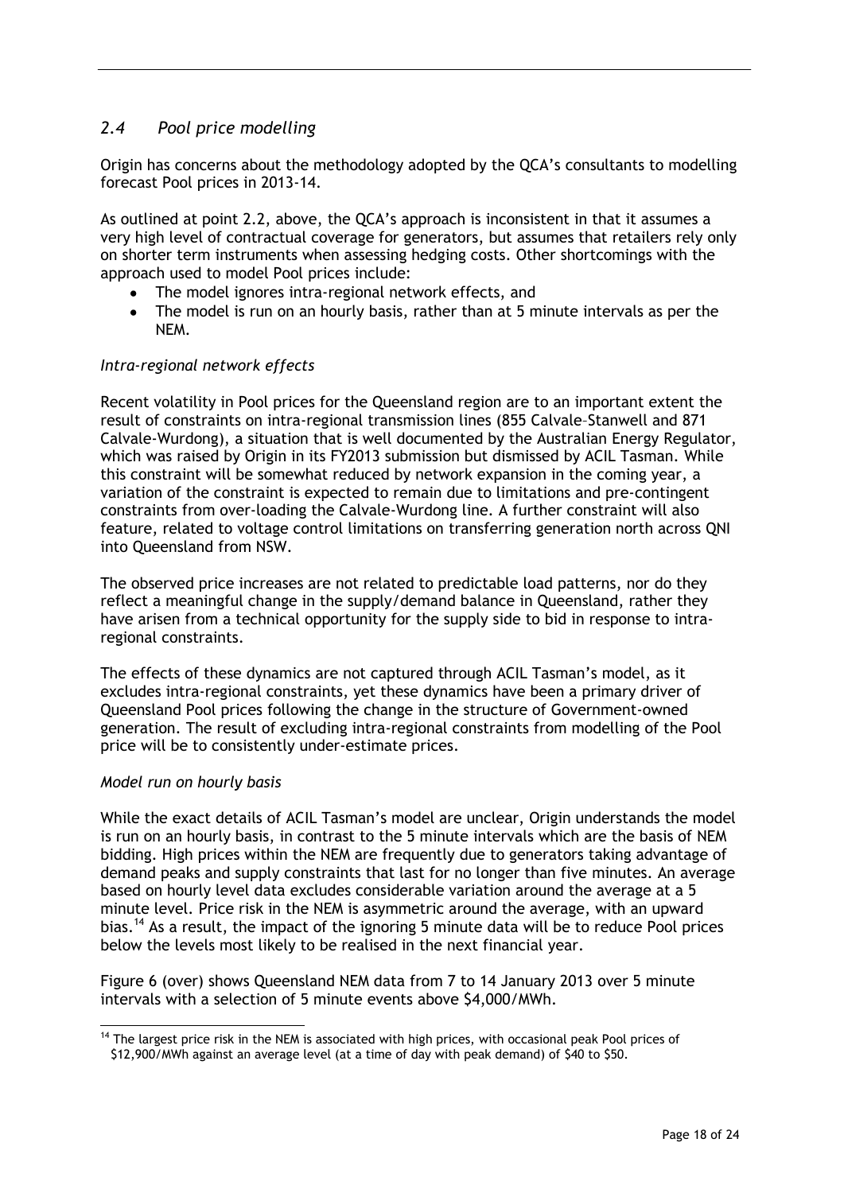## *2.4 Pool price modelling*

Origin has concerns about the methodology adopted by the QCA's consultants to modelling forecast Pool prices in 2013-14.

As outlined at point 2.2, above, the QCA's approach is inconsistent in that it assumes a very high level of contractual coverage for generators, but assumes that retailers rely only on shorter term instruments when assessing hedging costs. Other shortcomings with the approach used to model Pool prices include:

- The model ignores intra-regional network effects, and
- The model is run on an hourly basis, rather than at 5 minute intervals as per the NEM.

### *Intra-regional network effects*

Recent volatility in Pool prices for the Queensland region are to an important extent the result of constraints on intra-regional transmission lines (855 Calvale–Stanwell and 871 Calvale-Wurdong), a situation that is well documented by the Australian Energy Regulator, which was raised by Origin in its FY2013 submission but dismissed by ACIL Tasman. While this constraint will be somewhat reduced by network expansion in the coming year, a variation of the constraint is expected to remain due to limitations and pre-contingent constraints from over-loading the Calvale-Wurdong line. A further constraint will also feature, related to voltage control limitations on transferring generation north across QNI into Queensland from NSW.

The observed price increases are not related to predictable load patterns, nor do they reflect a meaningful change in the supply/demand balance in Queensland, rather they have arisen from a technical opportunity for the supply side to bid in response to intra-regional constraints.

The effects of these dynamics are not captured through ACIL Tasman's model, as it excludes intra-regional constraints, yet these dynamics have been a primary driver of Queensland Pool prices following the change in the structure of Government-owned generation. The result of excluding intra-regional constraints from modelling of the Pool price will be to consistently under-estimate prices.

### *Model run on hourly basis*

While the exact details of ACIL Tasman's model are unclear, Origin understands the model is run on an hourly basis, in contrast to the 5 minute intervals which are the basis of NEM bidding. High prices within the NEM are frequently due to generators taking advantage of demand peaks and supply constraints that last for no longer than five minutes. An average based on hourly level data excludes considerable variation around the average at a 5 minute level. Price risk in the NEM is asymmetric around the average, with an upward bias.[14] As a result, the impact of the ignoring 5 minute data will be to reduce Pool prices below the levels most likely to be realised in the next financial year.

Figure 6 (over) shows Queensland NEM data from 7 to 14 January 2013 over 5 minute intervals with a selection of 5 minute events above $4,000/MWh.

---

[14] The largest price risk in the NEM is associated with high prices, with occasional peak Pool prices of $12,900/MWh against an average level (at a time of day with peak demand) of $40 to $50.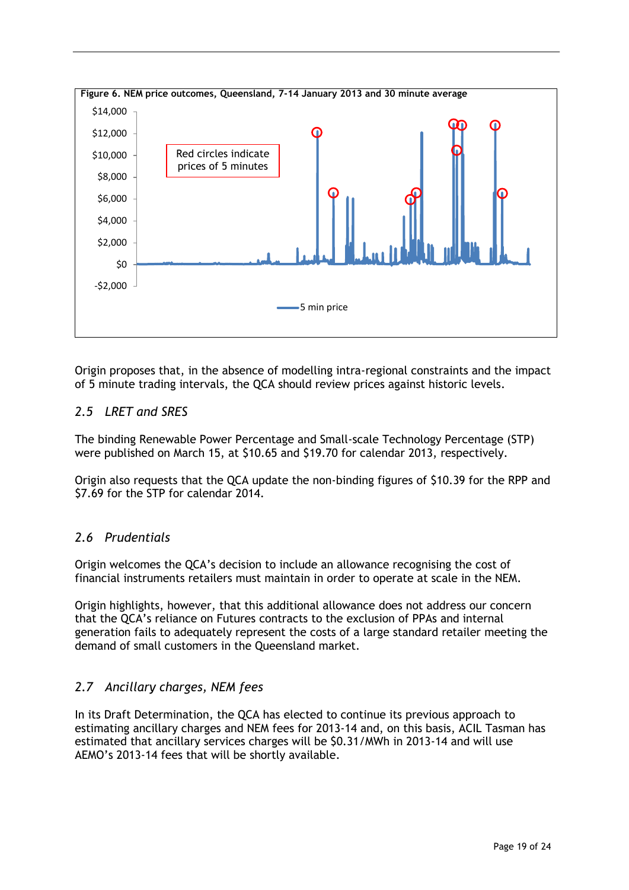**Figure 6. NEM price outcomes, Queensland, 7-14 January 2013 and 30 minute average**

Origin proposes that, in the absence of modelling intra-regional constraints and the impact of 5 minute trading intervals, the QCA should review prices against historic levels.

### *2.5 LRET and SRES*

The binding Renewable Power Percentage and Small-scale Technology Percentage (STP) were published on March 15, at $10.65 and $19.70 for calendar 2013, respectively.

Origin also requests that the QCA update the non-binding figures of $10.39 for the RPP and $7.69 for the STP for calendar 2014.

### *2.6 Prudentials*

Origin welcomes the QCA's decision to include an allowance recognising the cost of financial instruments retailers must maintain in order to operate at scale in the NEM.

Origin highlights, however, that this additional allowance does not address our concern that the QCA's reliance on Futures contracts to the exclusion of PPAs and internal generation fails to adequately represent the costs of a large standard retailer meeting the demand of small customers in the Queensland market.

### *2.7 Ancillary charges, NEM fees*

In its Draft Determination, the QCA has elected to continue its previous approach to estimating ancillary charges and NEM fees for 2013-14 and, on this basis, ACIL Tasman has estimated that ancillary services charges will be $0.31/MWh in 2013-14 and will use AEMO's 2013-14 fees that will be shortly available.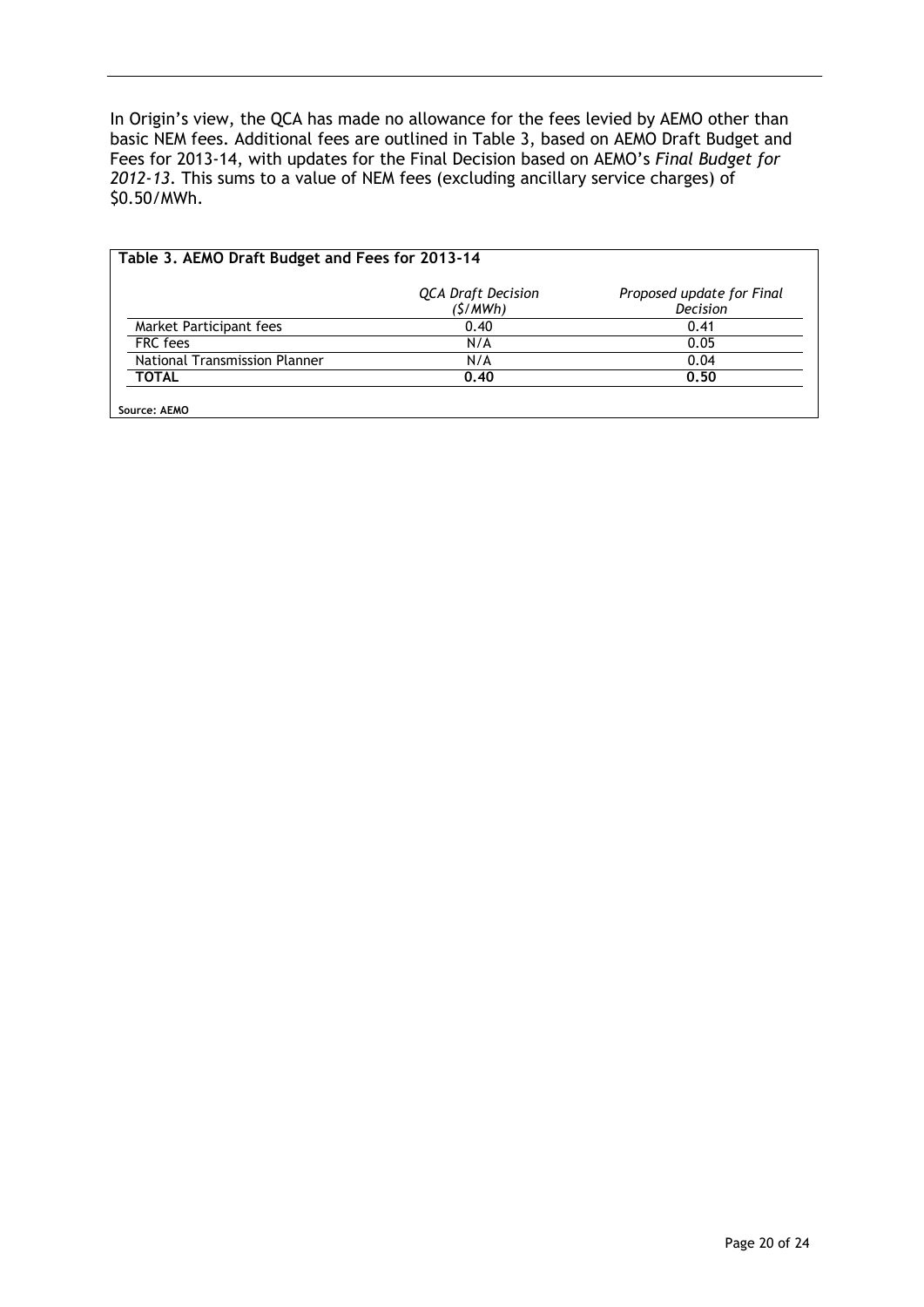In Origin's view, the QCA has made no allowance for the fees levied by AEMO other than basic NEM fees. Additional fees are outlined in Table 3, based on AEMO Draft Budget and Fees for 2013-14, with updates for the Final Decision based on AEMO's *Final Budget for 2012-13*. This sums to a value of NEM fees (excluding ancillary service charges) of $0.50/MWh.

**Table 3. AEMO Draft Budget and Fees for 2013-14**

| | *QCA Draft Decision ($/MWh)* | *Proposed update for Final Decision* |
|---|---|---|
| Market Participant fees | 0.40 | 0.41 |
| FRC fees | N/A | 0.05 |
| National Transmission Planner | N/A | 0.04 |
| **TOTAL** | **0.40** | **0.50** |

**Source: AEMO**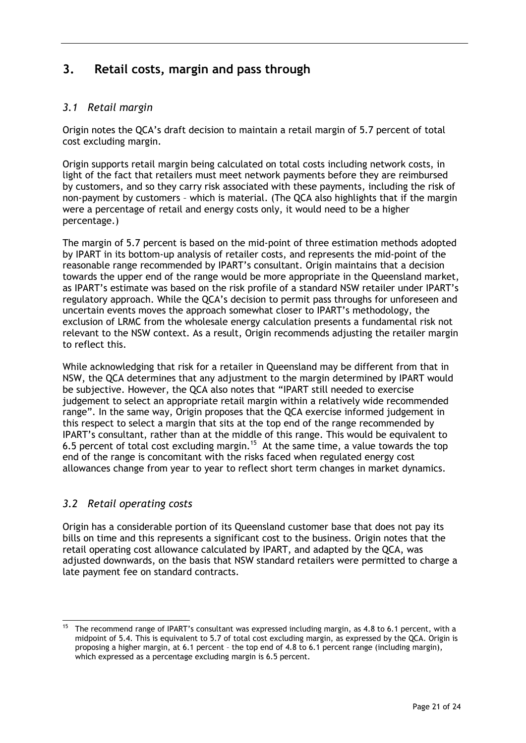## 3. Retail costs, margin and pass through

### *3.1 Retail margin*

Origin notes the QCA's draft decision to maintain a retail margin of 5.7 percent of total cost excluding margin.

Origin supports retail margin being calculated on total costs including network costs, in light of the fact that retailers must meet network payments before they are reimbursed by customers, and so they carry risk associated with these payments, including the risk of non-payment by customers – which is material. (The QCA also highlights that if the margin were a percentage of retail and energy costs only, it would need to be a higher percentage.)

The margin of 5.7 percent is based on the mid-point of three estimation methods adopted by IPART in its bottom-up analysis of retailer costs, and represents the mid-point of the reasonable range recommended by IPART's consultant. Origin maintains that a decision towards the upper end of the range would be more appropriate in the Queensland market, as IPART's estimate was based on the risk profile of a standard NSW retailer under IPART's regulatory approach. While the QCA's decision to permit pass throughs for unforeseen and uncertain events moves the approach somewhat closer to IPART's methodology, the exclusion of LRMC from the wholesale energy calculation presents a fundamental risk not relevant to the NSW context. As a result, Origin recommends adjusting the retailer margin to reflect this.

While acknowledging that risk for a retailer in Queensland may be different from that in NSW, the QCA determines that any adjustment to the margin determined by IPART would be subjective. However, the QCA also notes that "IPART still needed to exercise judgement to select an appropriate retail margin within a relatively wide recommended range". In the same way, Origin proposes that the QCA exercise informed judgement in this respect to select a margin that sits at the top end of the range recommended by IPART's consultant, rather than at the middle of this range. This would be equivalent to 6.5 percent of total cost excluding margin.[15] At the same time, a value towards the top end of the range is concomitant with the risks faced when regulated energy cost allowances change from year to year to reflect short term changes in market dynamics.

### *3.2 Retail operating costs*

Origin has a considerable portion of its Queensland customer base that does not pay its bills on time and this represents a significant cost to the business. Origin notes that the retail operating cost allowance calculated by IPART, and adapted by the QCA, was adjusted downwards, on the basis that NSW standard retailers were permitted to charge a late payment fee on standard contracts.

---

[15] The recommend range of IPART's consultant was expressed including margin, as 4.8 to 6.1 percent, with a midpoint of 5.4. This is equivalent to 5.7 of total cost excluding margin, as expressed by the QCA. Origin is proposing a higher margin, at 6.1 percent – the top end of 4.8 to 6.1 percent range (including margin), which expressed as a percentage excluding margin is 6.5 percent.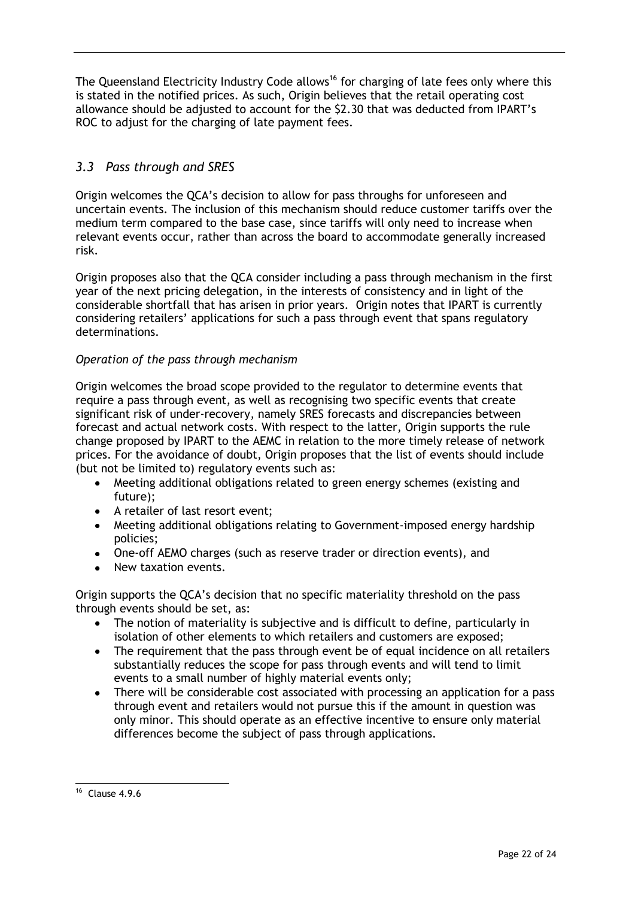The Queensland Electricity Industry Code allows[16] for charging of late fees only where this is stated in the notified prices. As such, Origin believes that the retail operating cost allowance should be adjusted to account for the $2.30 that was deducted from IPART's ROC to adjust for the charging of late payment fees.

### *3.3 Pass through and SRES*

Origin welcomes the QCA's decision to allow for pass throughs for unforeseen and uncertain events. The inclusion of this mechanism should reduce customer tariffs over the medium term compared to the base case, since tariffs will only need to increase when relevant events occur, rather than across the board to accommodate generally increased risk.

Origin proposes also that the QCA consider including a pass through mechanism in the first year of the next pricing delegation, in the interests of consistency and in light of the considerable shortfall that has arisen in prior years. Origin notes that IPART is currently considering retailers' applications for such a pass through event that spans regulatory determinations.

*Operation of the pass through mechanism*

Origin welcomes the broad scope provided to the regulator to determine events that require a pass through event, as well as recognising two specific events that create significant risk of under-recovery, namely SRES forecasts and discrepancies between forecast and actual network costs. With respect to the latter, Origin supports the rule change proposed by IPART to the AEMC in relation to the more timely release of network prices. For the avoidance of doubt, Origin proposes that the list of events should include (but not be limited to) regulatory events such as:

- Meeting additional obligations related to green energy schemes (existing and future);
- A retailer of last resort event;
- Meeting additional obligations relating to Government-imposed energy hardship policies;
- One-off AEMO charges (such as reserve trader or direction events), and
- New taxation events.

Origin supports the QCA's decision that no specific materiality threshold on the pass through events should be set, as:

- The notion of materiality is subjective and is difficult to define, particularly in isolation of other elements to which retailers and customers are exposed;
- The requirement that the pass through event be of equal incidence on all retailers substantially reduces the scope for pass through events and will tend to limit events to a small number of highly material events only;
- There will be considerable cost associated with processing an application for a pass through event and retailers would not pursue this if the amount in question was only minor. This should operate as an effective incentive to ensure only material differences become the subject of pass through applications.

---

[16] Clause 4.9.6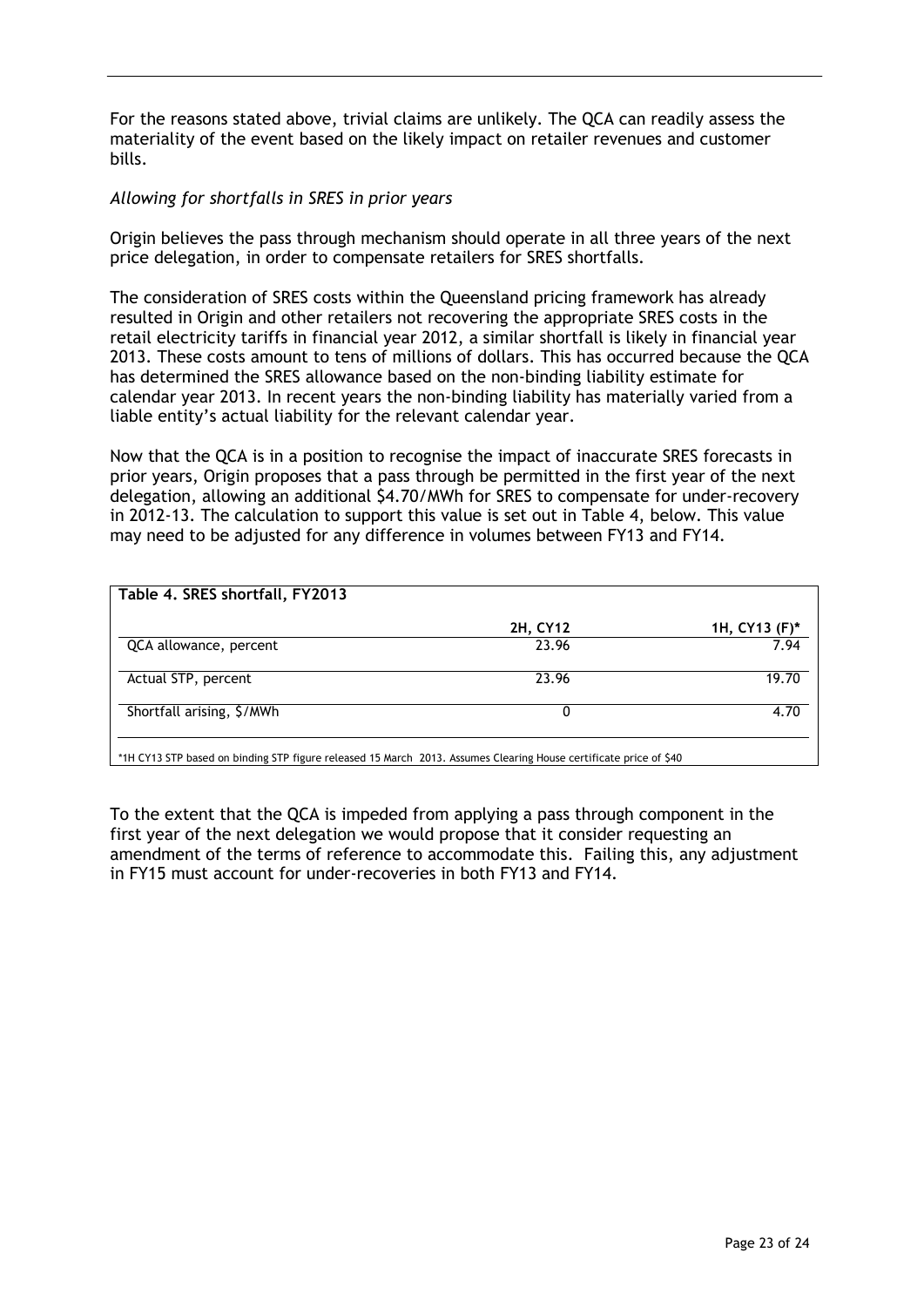For the reasons stated above, trivial claims are unlikely. The QCA can readily assess the materiality of the event based on the likely impact on retailer revenues and customer bills.

*Allowing for shortfalls in SRES in prior years*

Origin believes the pass through mechanism should operate in all three years of the next price delegation, in order to compensate retailers for SRES shortfalls.

The consideration of SRES costs within the Queensland pricing framework has already resulted in Origin and other retailers not recovering the appropriate SRES costs in the retail electricity tariffs in financial year 2012, a similar shortfall is likely in financial year 2013. These costs amount to tens of millions of dollars. This has occurred because the QCA has determined the SRES allowance based on the non-binding liability estimate for calendar year 2013. In recent years the non-binding liability has materially varied from a liable entity's actual liability for the relevant calendar year.

Now that the QCA is in a position to recognise the impact of inaccurate SRES forecasts in prior years, Origin proposes that a pass through be permitted in the first year of the next delegation, allowing an additional $4.70/MWh for SRES to compensate for under-recovery in 2012-13. The calculation to support this value is set out in Table 4, below. This value may need to be adjusted for any difference in volumes between FY13 and FY14.

**Table 4. SRES shortfall, FY2013**

| | 2H, CY12 | 1H, CY13 (F)* |
|---|---|---|
| QCA allowance, percent | 23.96 | 7.94 |
| Actual STP, percent | 23.96 | 19.70 |
| Shortfall arising, $/MWh | 0 | 4.70 |

*1H CY13 STP based on binding STP figure released 15 March 2013. Assumes Clearing House certificate price of $40

To the extent that the QCA is impeded from applying a pass through component in the first year of the next delegation we would propose that it consider requesting an amendment of the terms of reference to accommodate this. Failing this, any adjustment in FY15 must account for under-recoveries in both FY13 and FY14.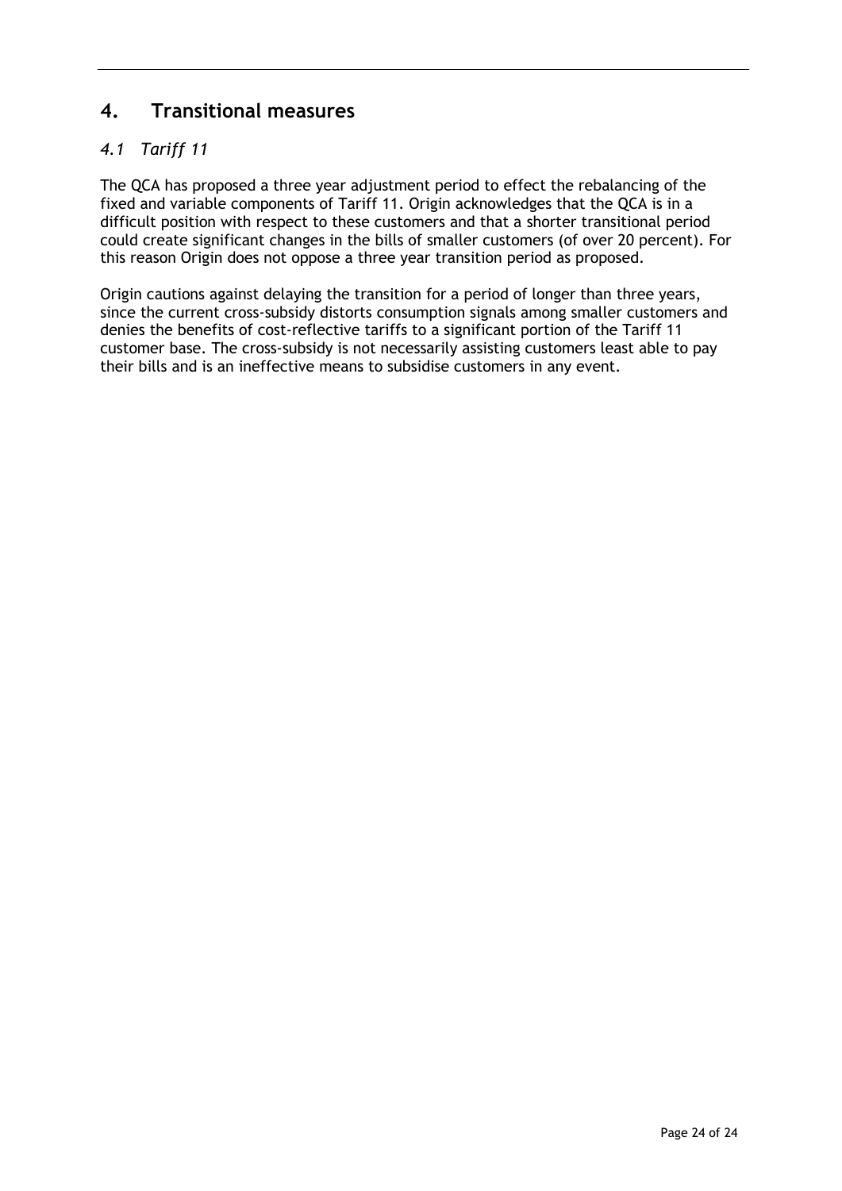## 4. Transitional measures

### *4.1 Tariff 11*

The QCA has proposed a three year adjustment period to effect the rebalancing of the fixed and variable components of Tariff 11. Origin acknowledges that the QCA is in a difficult position with respect to these customers and that a shorter transitional period could create significant changes in the bills of smaller customers (of over 20 percent). For this reason Origin does not oppose a three year transition period as proposed.

Origin cautions against delaying the transition for a period of longer than three years, since the current cross-subsidy distorts consumption signals among smaller customers and denies the benefits of cost-reflective tariffs to a significant portion of the Tariff 11 customer base. The cross-subsidy is not necessarily assisting customers least able to pay their bills and is an ineffective means to subsidise customers in any event.